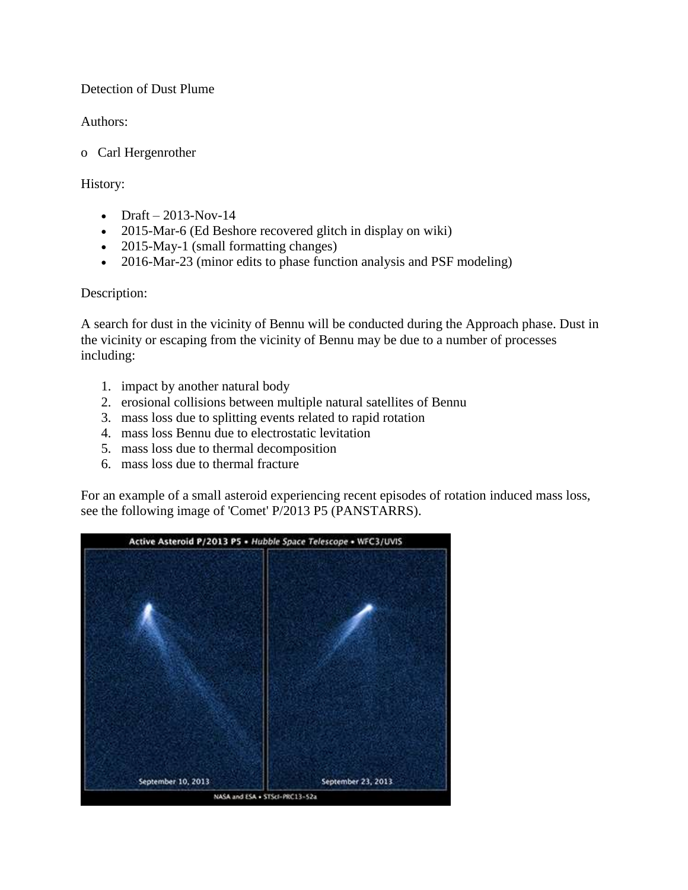Detection of Dust Plume

Authors:

- Carl Hergenrother

History:

- Draft – 2013-Nov-14
- 2015-Mar-6 (Ed Beshore recovered glitch in display on wiki)
- 2015-May-1 (small formatting changes)
- 2016-Mar-23 (minor edits to phase function analysis and PSF modeling)

Description:

A search for dust in the vicinity of Bennu will be conducted during the Approach phase. Dust in the vicinity or escaping from the vicinity of Bennu may be due to a number of processes including:

1. impact by another natural body
2. erosional collisions between multiple natural satellites of Bennu
3. mass loss due to splitting events related to rapid rotation
4. mass loss Bennu due to electrostatic levitation
5. mass loss due to thermal decomposition
6. mass loss due to thermal fracture

For an example of a small asteroid experiencing recent episodes of rotation induced mass loss, see the following image of 'Comet' P/2013 P5 (PANSTARRS).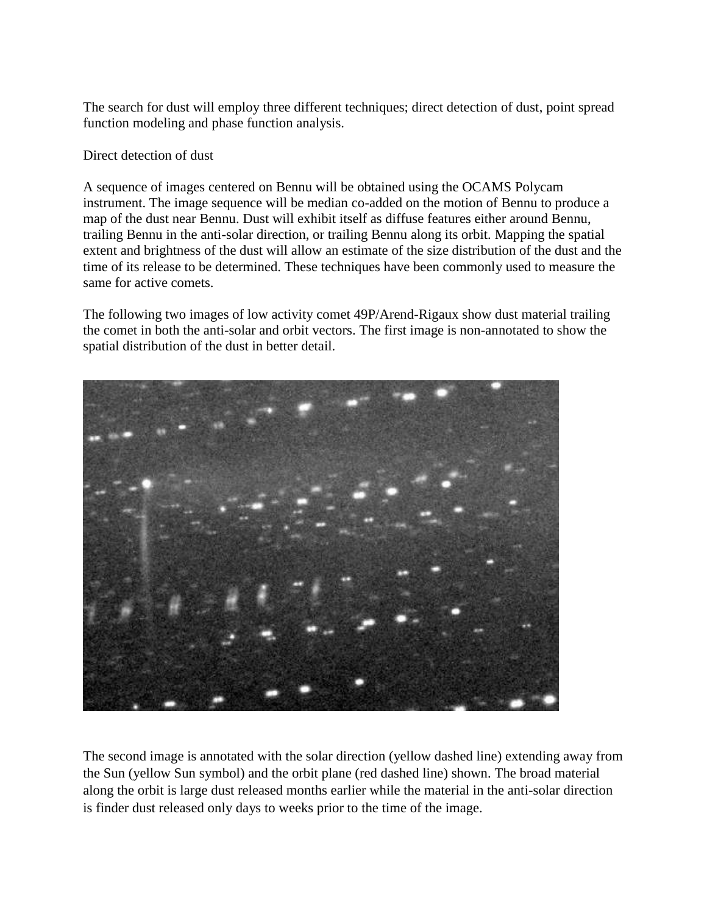The search for dust will employ three different techniques; direct detection of dust, point spread function modeling and phase function analysis.

Direct detection of dust

A sequence of images centered on Bennu will be obtained using the OCAMS Polycam instrument. The image sequence will be median co-added on the motion of Bennu to produce a map of the dust near Bennu. Dust will exhibit itself as diffuse features either around Bennu, trailing Bennu in the anti-solar direction, or trailing Bennu along its orbit. Mapping the spatial extent and brightness of the dust will allow an estimate of the size distribution of the dust and the time of its release to be determined. These techniques have been commonly used to measure the same for active comets.

The following two images of low activity comet 49P/Arend-Rigaux show dust material trailing the comet in both the anti-solar and orbit vectors. The first image is non-annotated to show the spatial distribution of the dust in better detail.

The second image is annotated with the solar direction (yellow dashed line) extending away from the Sun (yellow Sun symbol) and the orbit plane (red dashed line) shown. The broad material along the orbit is large dust released months earlier while the material in the anti-solar direction is finder dust released only days to weeks prior to the time of the image.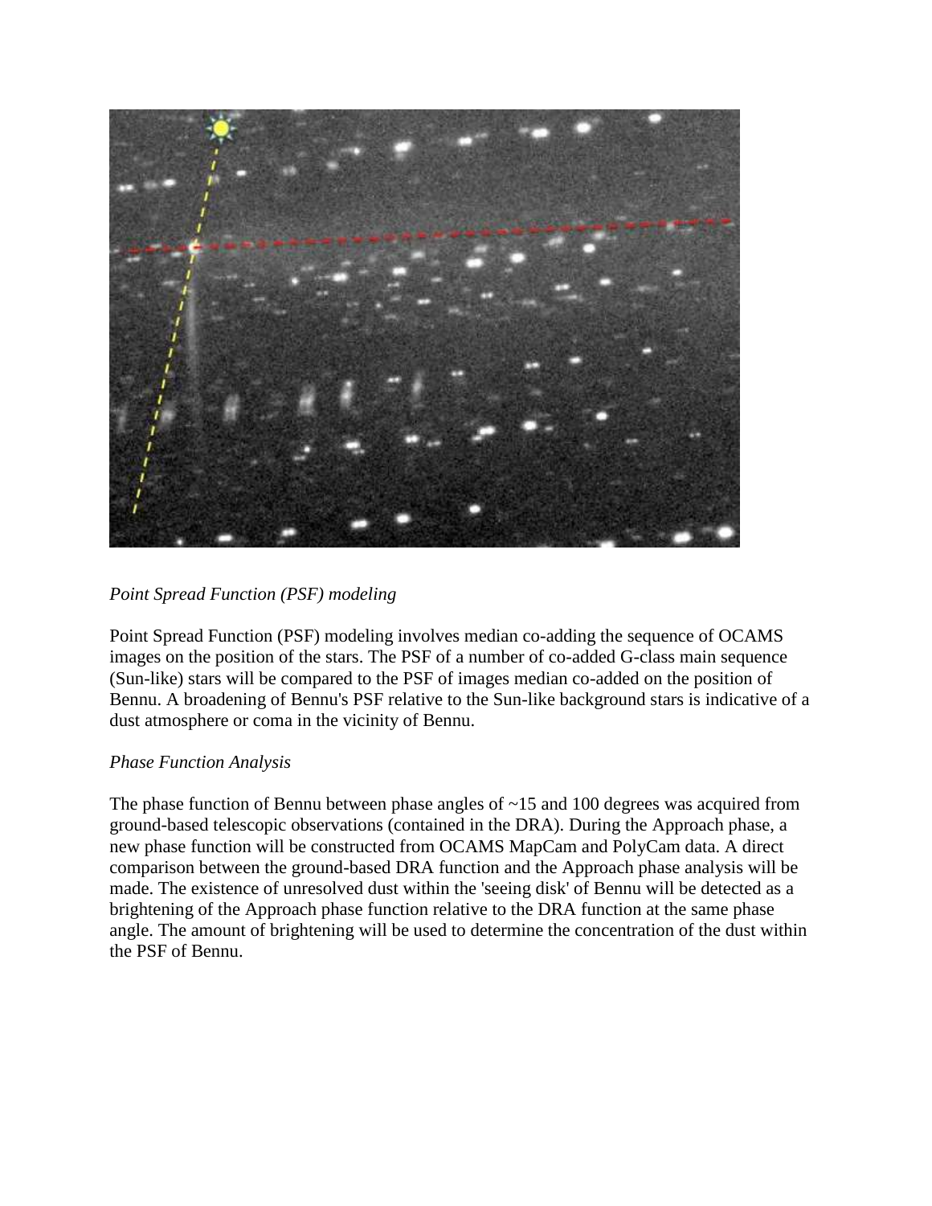*Point Spread Function (PSF) modeling*

Point Spread Function (PSF) modeling involves median co-adding the sequence of OCAMS images on the position of the stars. The PSF of a number of co-added G-class main sequence (Sun-like) stars will be compared to the PSF of images median co-added on the position of Bennu. A broadening of Bennu's PSF relative to the Sun-like background stars is indicative of a dust atmosphere or coma in the vicinity of Bennu.

*Phase Function Analysis*

The phase function of Bennu between phase angles of ~15 and 100 degrees was acquired from ground-based telescopic observations (contained in the DRA). During the Approach phase, a new phase function will be constructed from OCAMS MapCam and PolyCam data. A direct comparison between the ground-based DRA function and the Approach phase analysis will be made. The existence of unresolved dust within the 'seeing disk' of Bennu will be detected as a brightening of the Approach phase function relative to the DRA function at the same phase angle. The amount of brightening will be used to determine the concentration of the dust within the PSF of Bennu.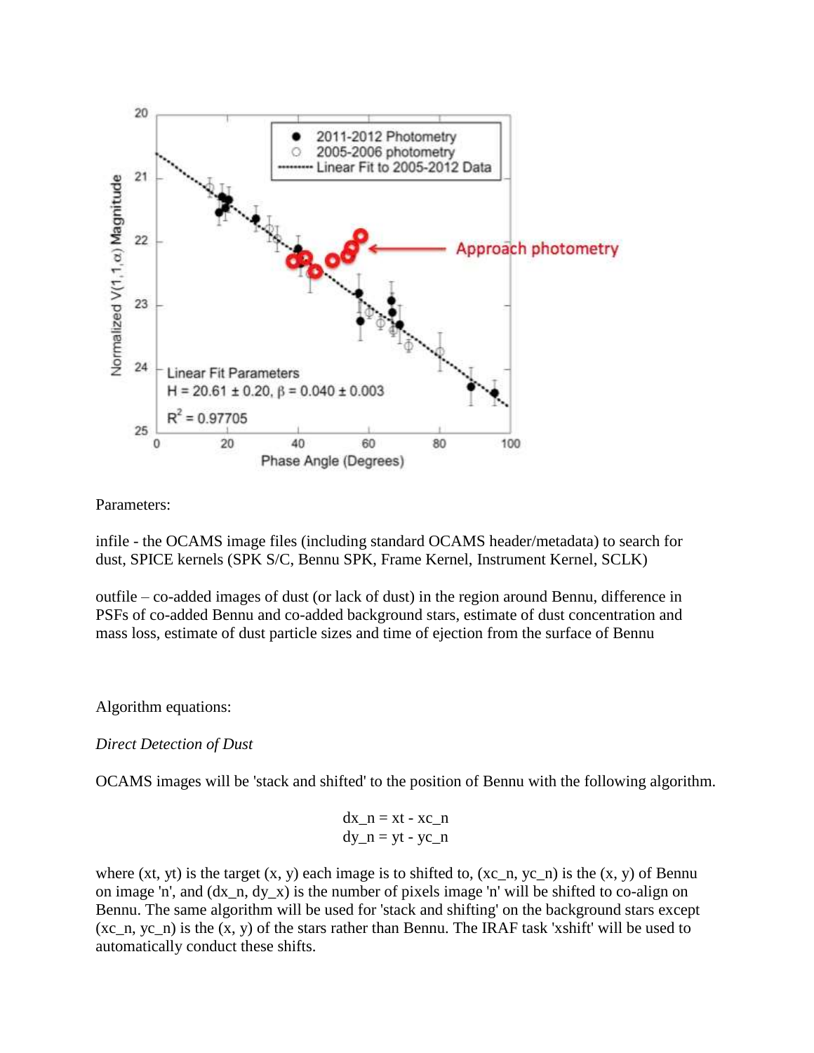Parameters:

infile - the OCAMS image files (including standard OCAMS header/metadata) to search for dust, SPICE kernels (SPK S/C, Bennu SPK, Frame Kernel, Instrument Kernel, SCLK)

outfile – co-added images of dust (or lack of dust) in the region around Bennu, difference in PSFs of co-added Bennu and co-added background stars, estimate of dust concentration and mass loss, estimate of dust particle sizes and time of ejection from the surface of Bennu

Algorithm equations:

*Direct Detection of Dust*

OCAMS images will be 'stack and shifted' to the position of Bennu with the following algorithm.

$$dx\_n = xt - xc\_n$$
$$dy\_n = yt - yc\_n$$

where (xt, yt) is the target (x, y) each image is to shifted to, (xc_n, yc_n) is the (x, y) of Bennu on image 'n', and (dx_n, dy_x) is the number of pixels image 'n' will be shifted to co-align on Bennu. The same algorithm will be used for 'stack and shifting' on the background stars except (xc_n, yc_n) is the (x, y) of the stars rather than Bennu. The IRAF task 'xshift' will be used to automatically conduct these shifts.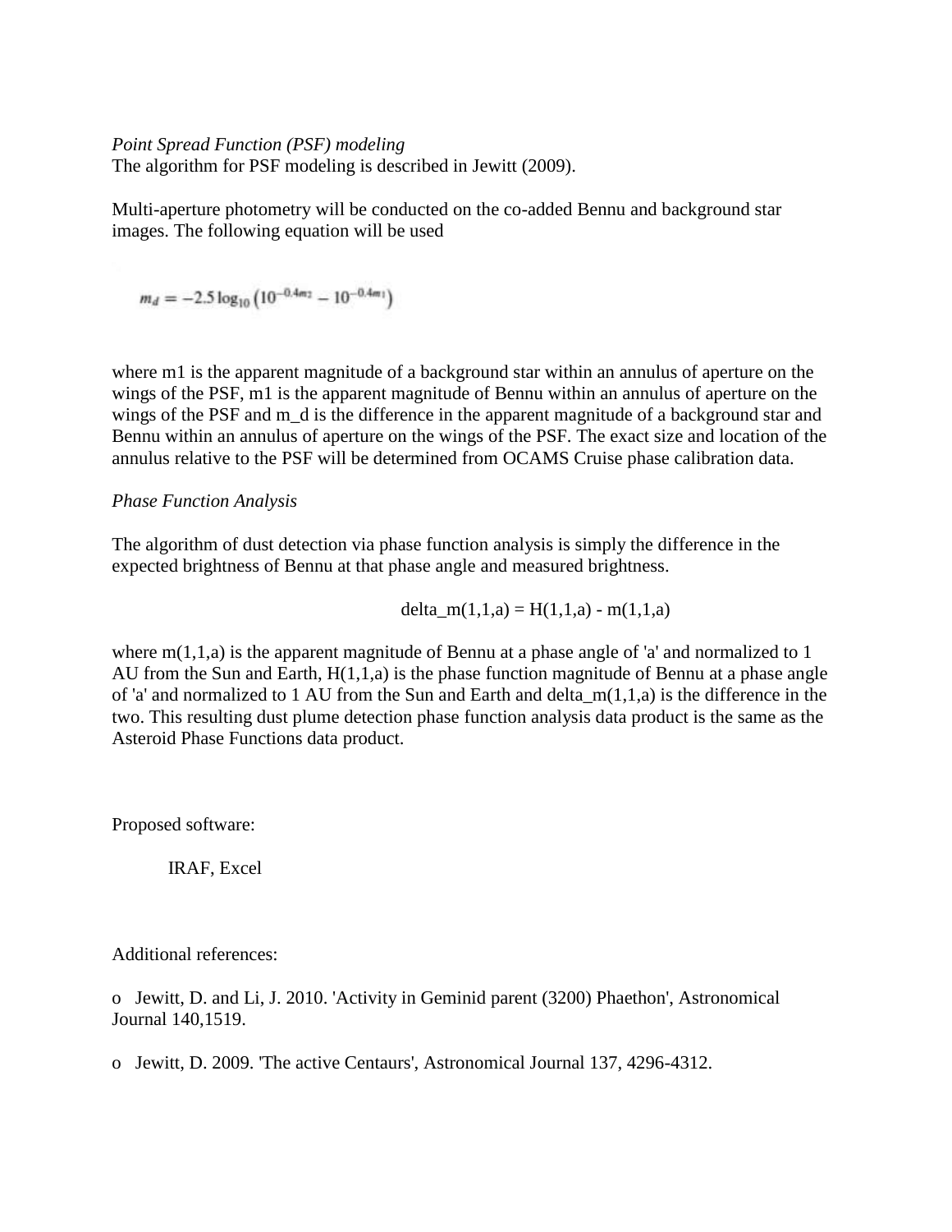*Point Spread Function (PSF) modeling*
The algorithm for PSF modeling is described in Jewitt (2009).

Multi-aperture photometry will be conducted on the co-added Bennu and background star images. The following equation will be used

$$m_d = -2.5 \log_{10}\left(10^{-0.4m_2} - 10^{-0.4m_1}\right)$$

where m1 is the apparent magnitude of a background star within an annulus of aperture on the wings of the PSF, m1 is the apparent magnitude of Bennu within an annulus of aperture on the wings of the PSF and m_d is the difference in the apparent magnitude of a background star and Bennu within an annulus of aperture on the wings of the PSF. The exact size and location of the annulus relative to the PSF will be determined from OCAMS Cruise phase calibration data.

*Phase Function Analysis*

The algorithm of dust detection via phase function analysis is simply the difference in the expected brightness of Bennu at that phase angle and measured brightness.

delta_m(1,1,a) = H(1,1,a) - m(1,1,a)

where m(1,1,a) is the apparent magnitude of Bennu at a phase angle of 'a' and normalized to 1 AU from the Sun and Earth, H(1,1,a) is the phase function magnitude of Bennu at a phase angle of 'a' and normalized to 1 AU from the Sun and Earth and delta_m(1,1,a) is the difference in the two. This resulting dust plume detection phase function analysis data product is the same as the Asteroid Phase Functions data product.

Proposed software:

IRAF, Excel

Additional references:

- Jewitt, D. and Li, J. 2010. 'Activity in Geminid parent (3200) Phaethon', Astronomical Journal 140,1519.
- Jewitt, D. 2009. 'The active Centaurs', Astronomical Journal 137, 4296-4312.